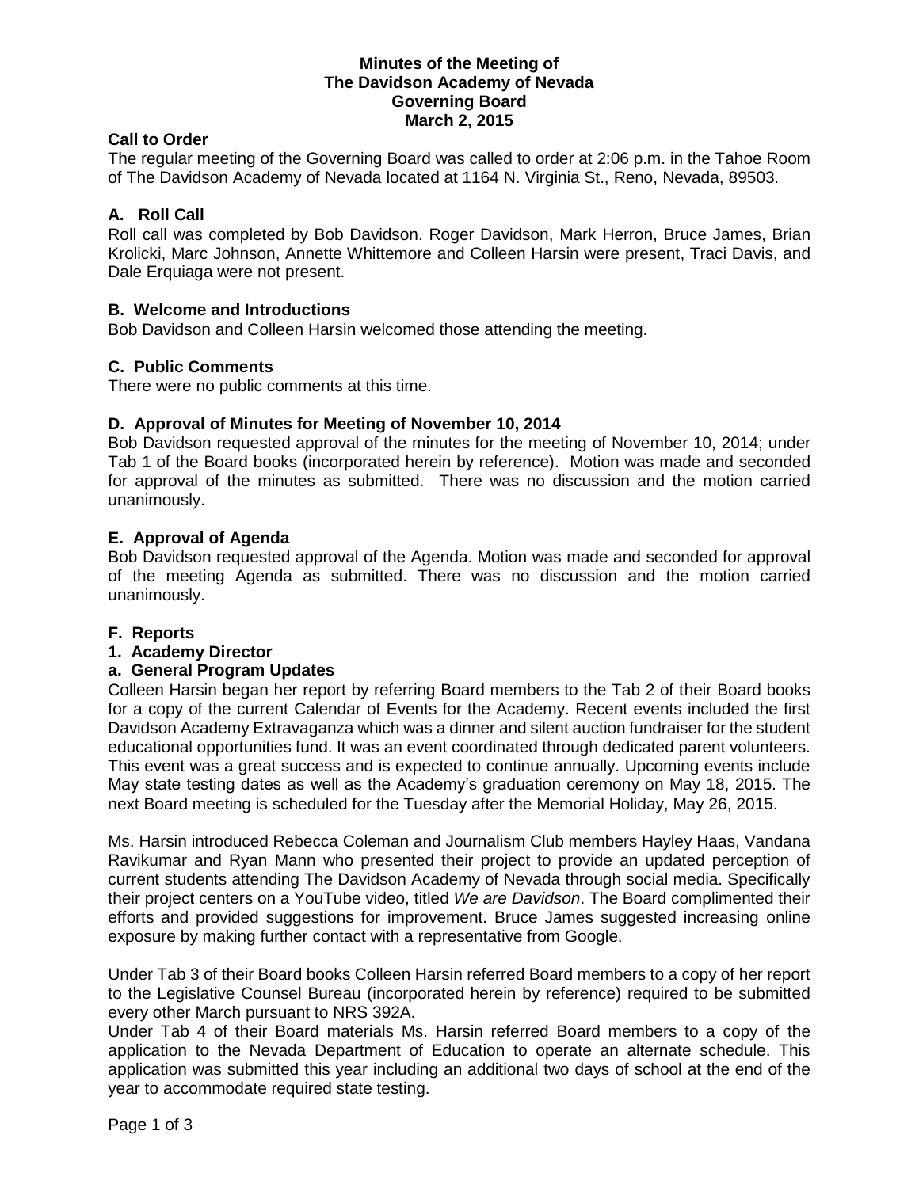# Minutes of the Meeting of
# The Davidson Academy of Nevada
# Governing Board
# March 2, 2015

## Call to Order

The regular meeting of the Governing Board was called to order at 2:06 p.m. in the Tahoe Room of The Davidson Academy of Nevada located at 1164 N. Virginia St., Reno, Nevada, 89503.

## A. Roll Call

Roll call was completed by Bob Davidson. Roger Davidson, Mark Herron, Bruce James, Brian Krolicki, Marc Johnson, Annette Whittemore and Colleen Harsin were present, Traci Davis, and Dale Erquiaga were not present.

## B. Welcome and Introductions

Bob Davidson and Colleen Harsin welcomed those attending the meeting.

## C. Public Comments

There were no public comments at this time.

## D. Approval of Minutes for Meeting of November 10, 2014

Bob Davidson requested approval of the minutes for the meeting of November 10, 2014; under Tab 1 of the Board books (incorporated herein by reference). Motion was made and seconded for approval of the minutes as submitted. There was no discussion and the motion carried unanimously.

## E. Approval of Agenda

Bob Davidson requested approval of the Agenda. Motion was made and seconded for approval of the meeting Agenda as submitted. There was no discussion and the motion carried unanimously.

## F. Reports

### 1. Academy Director

#### a. General Program Updates

Colleen Harsin began her report by referring Board members to the Tab 2 of their Board books for a copy of the current Calendar of Events for the Academy. Recent events included the first Davidson Academy Extravaganza which was a dinner and silent auction fundraiser for the student educational opportunities fund. It was an event coordinated through dedicated parent volunteers. This event was a great success and is expected to continue annually. Upcoming events include May state testing dates as well as the Academy's graduation ceremony on May 18, 2015. The next Board meeting is scheduled for the Tuesday after the Memorial Holiday, May 26, 2015.

Ms. Harsin introduced Rebecca Coleman and Journalism Club members Hayley Haas, Vandana Ravikumar and Ryan Mann who presented their project to provide an updated perception of current students attending The Davidson Academy of Nevada through social media. Specifically their project centers on a YouTube video, titled *We are Davidson*. The Board complimented their efforts and provided suggestions for improvement. Bruce James suggested increasing online exposure by making further contact with a representative from Google.

Under Tab 3 of their Board books Colleen Harsin referred Board members to a copy of her report to the Legislative Counsel Bureau (incorporated herein by reference) required to be submitted every other March pursuant to NRS 392A.

Under Tab 4 of their Board materials Ms. Harsin referred Board members to a copy of the application to the Nevada Department of Education to operate an alternate schedule. This application was submitted this year including an additional two days of school at the end of the year to accommodate required state testing.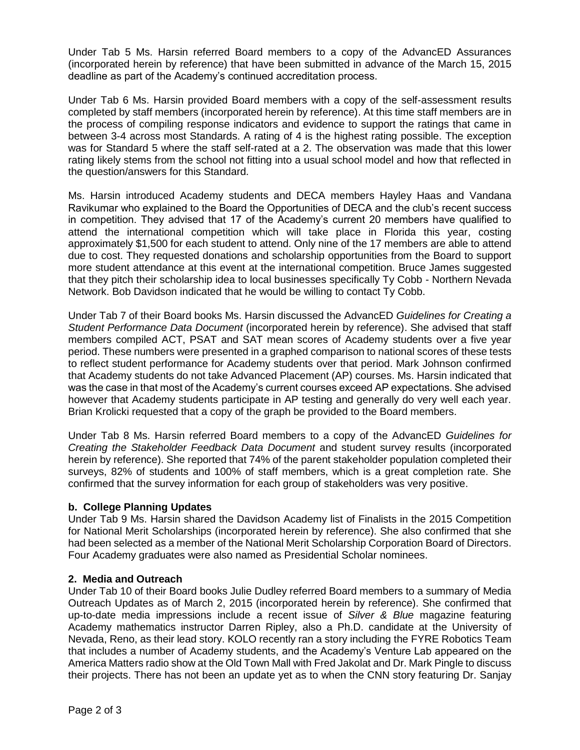Under Tab 5 Ms. Harsin referred Board members to a copy of the AdvancED Assurances (incorporated herein by reference) that have been submitted in advance of the March 15, 2015 deadline as part of the Academy's continued accreditation process.

Under Tab 6 Ms. Harsin provided Board members with a copy of the self-assessment results completed by staff members (incorporated herein by reference). At this time staff members are in the process of compiling response indicators and evidence to support the ratings that came in between 3-4 across most Standards. A rating of 4 is the highest rating possible. The exception was for Standard 5 where the staff self-rated at a 2. The observation was made that this lower rating likely stems from the school not fitting into a usual school model and how that reflected in the question/answers for this Standard.

Ms. Harsin introduced Academy students and DECA members Hayley Haas and Vandana Ravikumar who explained to the Board the Opportunities of DECA and the club's recent success in competition. They advised that 17 of the Academy's current 20 members have qualified to attend the international competition which will take place in Florida this year, costing approximately $1,500 for each student to attend. Only nine of the 17 members are able to attend due to cost. They requested donations and scholarship opportunities from the Board to support more student attendance at this event at the international competition. Bruce James suggested that they pitch their scholarship idea to local businesses specifically Ty Cobb - Northern Nevada Network. Bob Davidson indicated that he would be willing to contact Ty Cobb.

Under Tab 7 of their Board books Ms. Harsin discussed the AdvancED *Guidelines for Creating a Student Performance Data Document* (incorporated herein by reference). She advised that staff members compiled ACT, PSAT and SAT mean scores of Academy students over a five year period. These numbers were presented in a graphed comparison to national scores of these tests to reflect student performance for Academy students over that period. Mark Johnson confirmed that Academy students do not take Advanced Placement (AP) courses. Ms. Harsin indicated that was the case in that most of the Academy's current courses exceed AP expectations. She advised however that Academy students participate in AP testing and generally do very well each year. Brian Krolicki requested that a copy of the graph be provided to the Board members.

Under Tab 8 Ms. Harsin referred Board members to a copy of the AdvancED *Guidelines for Creating the Stakeholder Feedback Data Document* and student survey results (incorporated herein by reference). She reported that 74% of the parent stakeholder population completed their surveys, 82% of students and 100% of staff members, which is a great completion rate. She confirmed that the survey information for each group of stakeholders was very positive.

### b. College Planning Updates

Under Tab 9 Ms. Harsin shared the Davidson Academy list of Finalists in the 2015 Competition for National Merit Scholarships (incorporated herein by reference). She also confirmed that she had been selected as a member of the National Merit Scholarship Corporation Board of Directors. Four Academy graduates were also named as Presidential Scholar nominees.

### 2. Media and Outreach

Under Tab 10 of their Board books Julie Dudley referred Board members to a summary of Media Outreach Updates as of March 2, 2015 (incorporated herein by reference). She confirmed that up-to-date media impressions include a recent issue of *Silver & Blue* magazine featuring Academy mathematics instructor Darren Ripley, also a Ph.D. candidate at the University of Nevada, Reno, as their lead story. KOLO recently ran a story including the FYRE Robotics Team that includes a number of Academy students, and the Academy's Venture Lab appeared on the America Matters radio show at the Old Town Mall with Fred Jakolat and Dr. Mark Pingle to discuss their projects. There has not been an update yet as to when the CNN story featuring Dr. Sanjay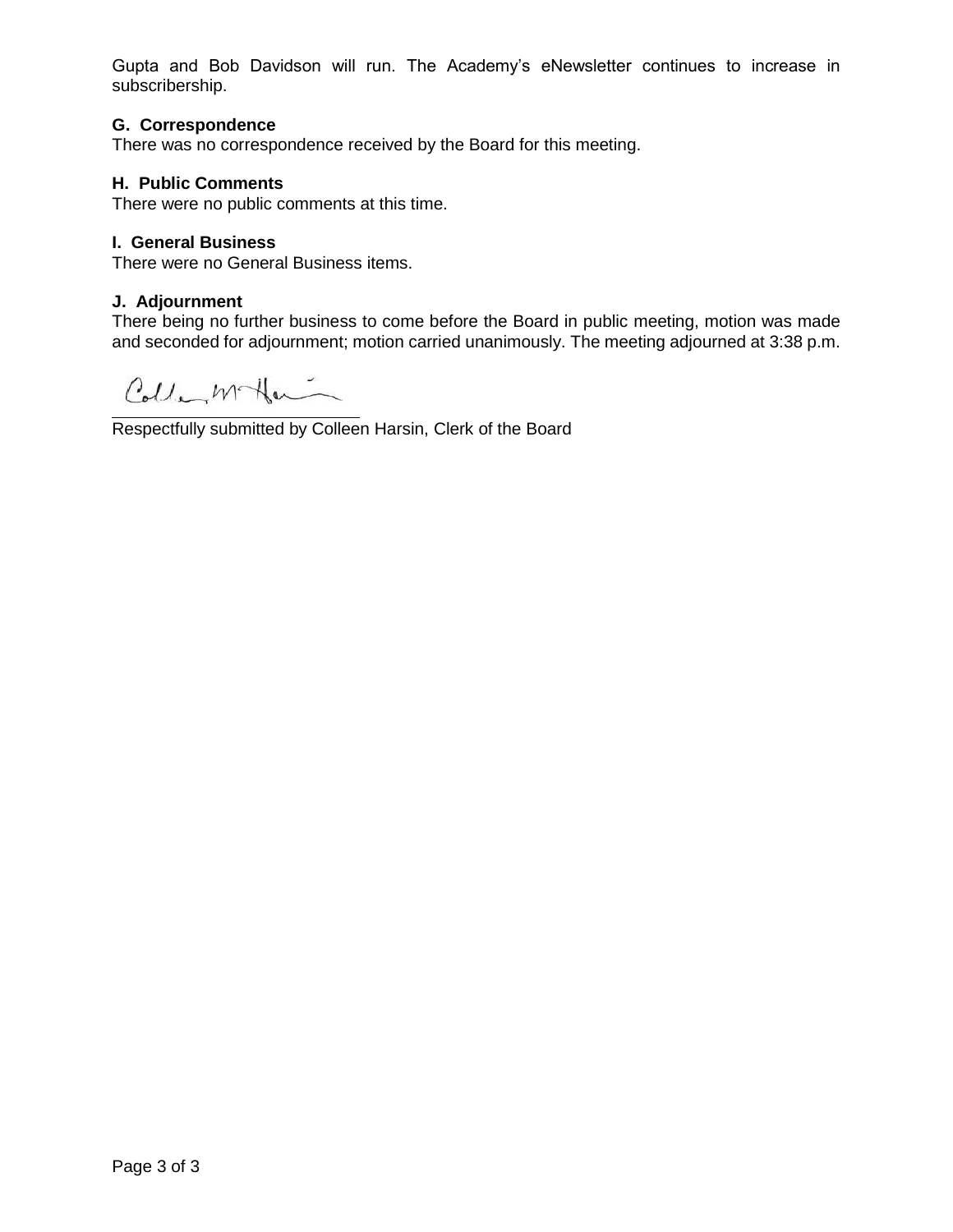Gupta and Bob Davidson will run. The Academy's eNewsletter continues to increase in subscribership.

**G. Correspondence**

There was no correspondence received by the Board for this meeting.

**H. Public Comments**

There were no public comments at this time.

**I. General Business**

There were no General Business items.

**J. Adjournment**

There being no further business to come before the Board in public meeting, motion was made and seconded for adjournment; motion carried unanimously. The meeting adjourned at 3:38 p.m.

Respectfully submitted by Colleen Harsin, Clerk of the Board